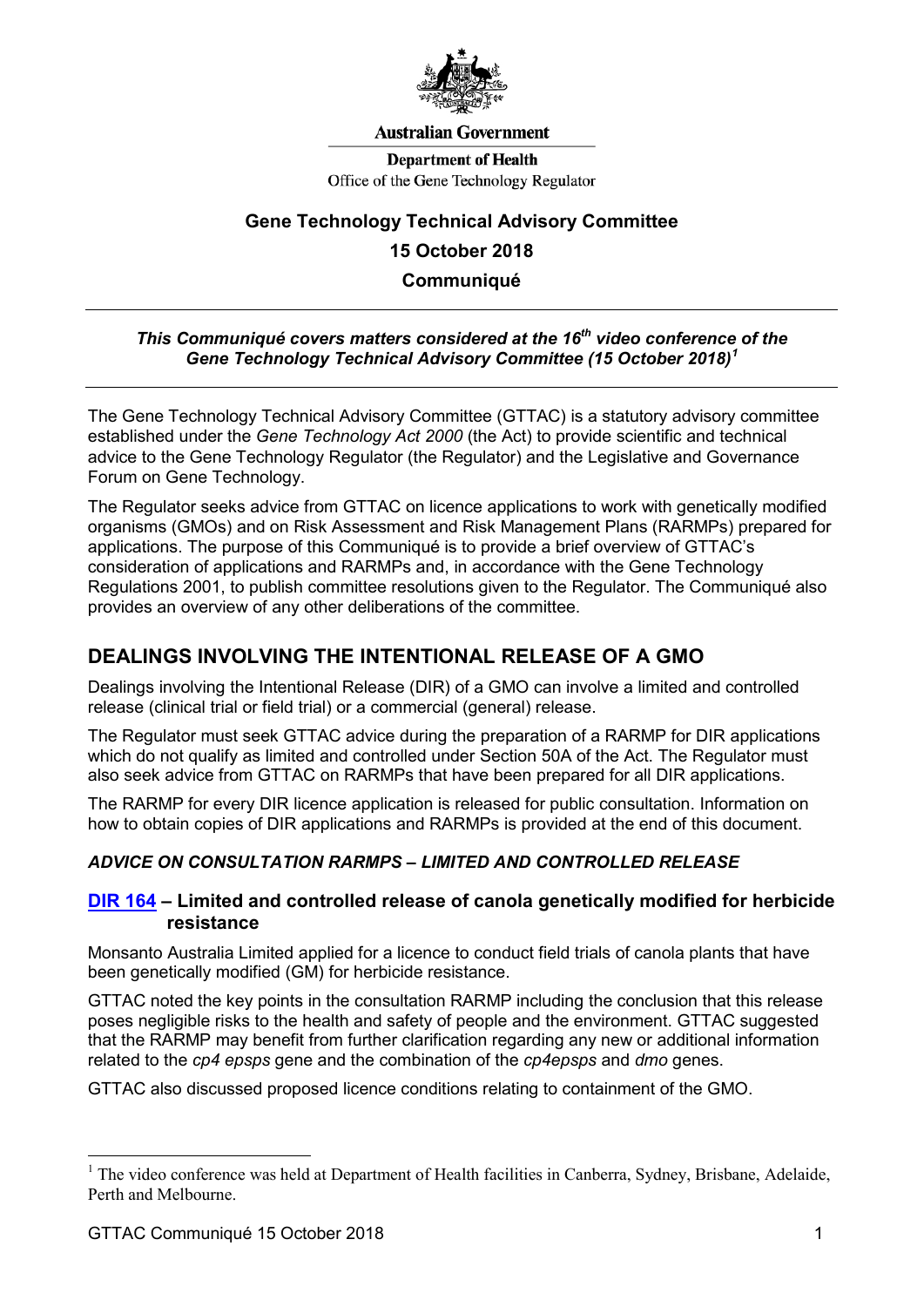Australian Government

Department of Health
Office of the Gene Technology Regulator

# Gene Technology Technical Advisory Committee

# 15 October 2018

# Communiqué

***This Communiqué covers matters considered at the 16th video conference of the Gene Technology Technical Advisory Committee (15 October 2018)[1]***

The Gene Technology Technical Advisory Committee (GTTAC) is a statutory advisory committee established under the *Gene Technology Act 2000* (the Act) to provide scientific and technical advice to the Gene Technology Regulator (the Regulator) and the Legislative and Governance Forum on Gene Technology.

The Regulator seeks advice from GTTAC on licence applications to work with genetically modified organisms (GMOs) and on Risk Assessment and Risk Management Plans (RARMPs) prepared for applications. The purpose of this Communiqué is to provide a brief overview of GTTAC's consideration of applications and RARMPs and, in accordance with the Gene Technology Regulations 2001, to publish committee resolutions given to the Regulator. The Communiqué also provides an overview of any other deliberations of the committee.

## DEALINGS INVOLVING THE INTENTIONAL RELEASE OF A GMO

Dealings involving the Intentional Release (DIR) of a GMO can involve a limited and controlled release (clinical trial or field trial) or a commercial (general) release.

The Regulator must seek GTTAC advice during the preparation of a RARMP for DIR applications which do not qualify as limited and controlled under Section 50A of the Act. The Regulator must also seek advice from GTTAC on RARMPs that have been prepared for all DIR applications.

The RARMP for every DIR licence application is released for public consultation. Information on how to obtain copies of DIR applications and RARMPs is provided at the end of this document.

### *ADVICE ON CONSULTATION RARMPS – LIMITED AND CONTROLLED RELEASE*

### DIR 164 – Limited and controlled release of canola genetically modified for herbicide resistance

Monsanto Australia Limited applied for a licence to conduct field trials of canola plants that have been genetically modified (GM) for herbicide resistance.

GTTAC noted the key points in the consultation RARMP including the conclusion that this release poses negligible risks to the health and safety of people and the environment. GTTAC suggested that the RARMP may benefit from further clarification regarding any new or additional information related to the *cp4 epsps* gene and the combination of the *cp4epsps* and *dmo* genes.

GTTAC also discussed proposed licence conditions relating to containment of the GMO.

---

[1] The video conference was held at Department of Health facilities in Canberra, Sydney, Brisbane, Adelaide, Perth and Melbourne.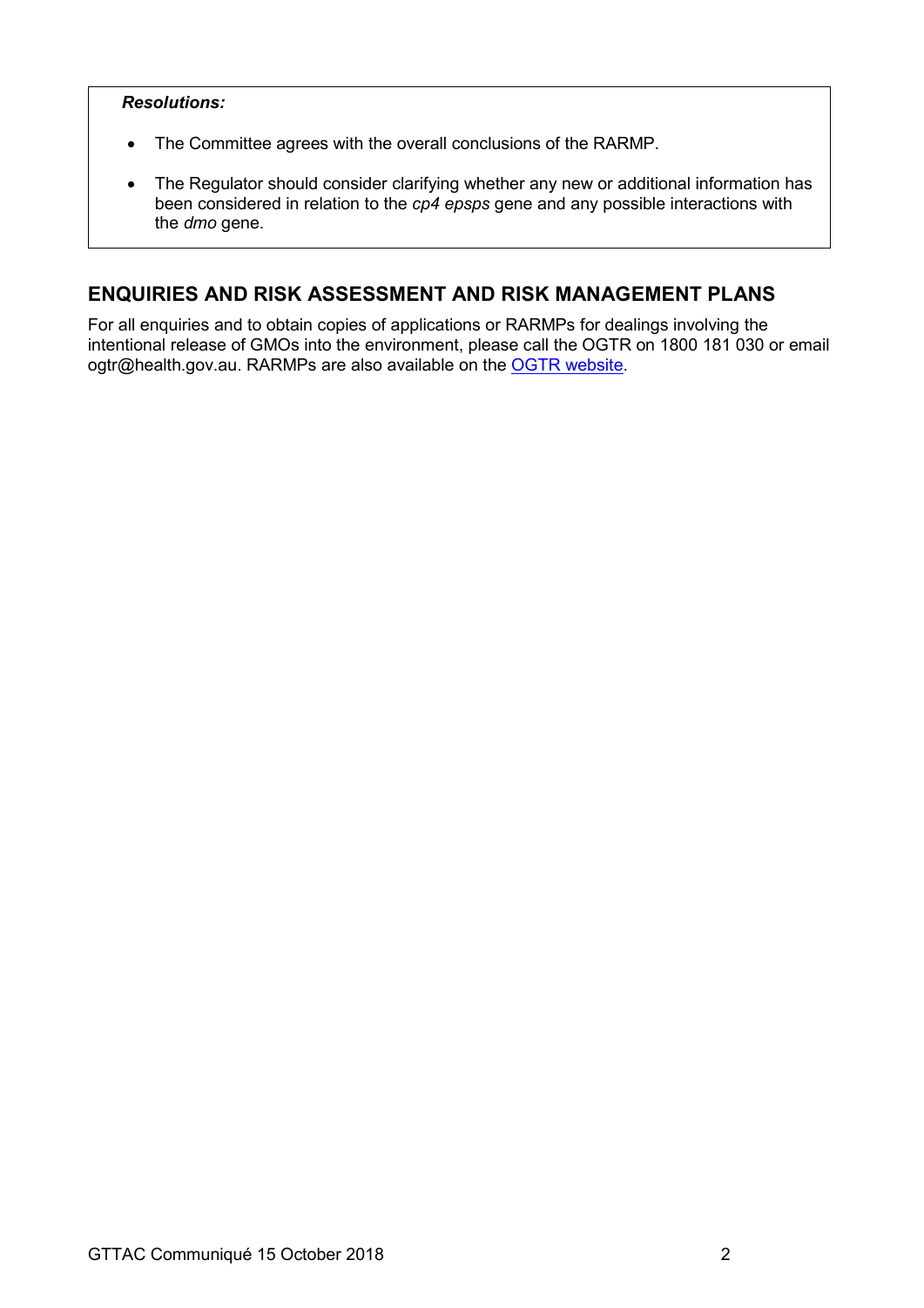***Resolutions:***

- The Committee agrees with the overall conclusions of the RARMP.
- The Regulator should consider clarifying whether any new or additional information has been considered in relation to the *cp4 epsps* gene and any possible interactions with the *dmo* gene.

## ENQUIRIES AND RISK ASSESSMENT AND RISK MANAGEMENT PLANS

For all enquiries and to obtain copies of applications or RARMPs for dealings involving the intentional release of GMOs into the environment, please call the OGTR on 1800 181 030 or email ogtr@health.gov.au. RARMPs are also available on the OGTR website.